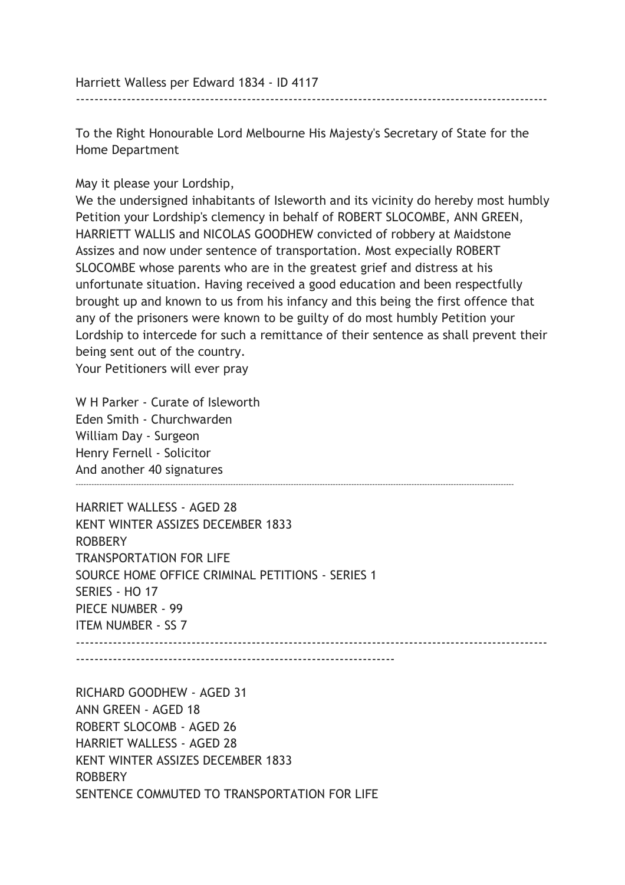Harriett Walless per Edward 1834 - ID 4117

---

To the Right Honourable Lord Melbourne His Majesty's Secretary of State for the Home Department

May it please your Lordship,

We the undersigned inhabitants of Isleworth and its vicinity do hereby most humbly Petition your Lordship's clemency in behalf of ROBERT SLOCOMBE, ANN GREEN, HARRIETT WALLIS and NICOLAS GOODHEW convicted of robbery at Maidstone Assizes and now under sentence of transportation. Most expecially ROBERT SLOCOMBE whose parents who are in the greatest grief and distress at his unfortunate situation. Having received a good education and been respectfully brought up and known to us from his infancy and this being the first offence that any of the prisoners were known to be guilty of do most humbly Petition your Lordship to intercede for such a remittance of their sentence as shall prevent their being sent out of the country.

Your Petitioners will ever pray

W H Parker - Curate of Isleworth
Eden Smith - Churchwarden
William Day - Surgeon
Henry Fernell - Solicitor
And another 40 signatures

---

HARRIET WALLESS - AGED 28
KENT WINTER ASSIZES DECEMBER 1833
ROBBERY
TRANSPORTATION FOR LIFE
SOURCE HOME OFFICE CRIMINAL PETITIONS - SERIES 1
SERIES - HO 17
PIECE NUMBER - 99
ITEM NUMBER - SS 7

---

RICHARD GOODHEW - AGED 31
ANN GREEN - AGED 18
ROBERT SLOCOMB - AGED 26
HARRIET WALLESS - AGED 28
KENT WINTER ASSIZES DECEMBER 1833
ROBBERY
SENTENCE COMMUTED TO TRANSPORTATION FOR LIFE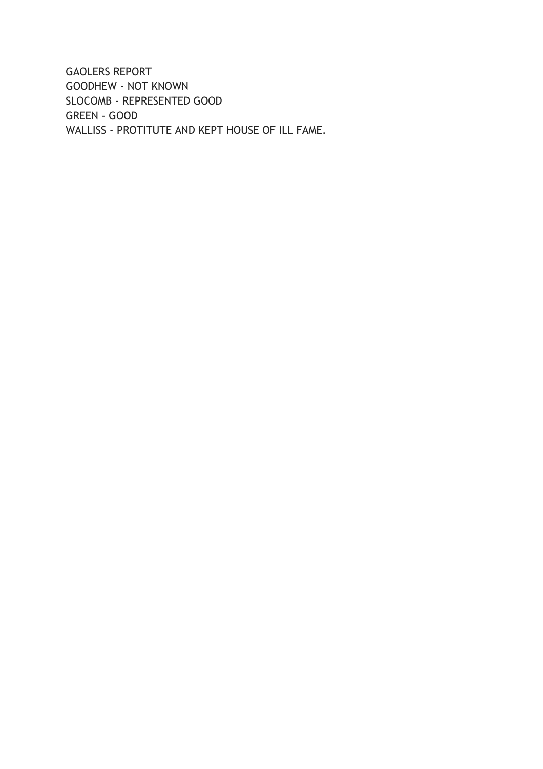GAOLERS REPORT
GOODHEW - NOT KNOWN
SLOCOMB - REPRESENTED GOOD
GREEN - GOOD
WALLISS - PROTITUTE AND KEPT HOUSE OF ILL FAME.